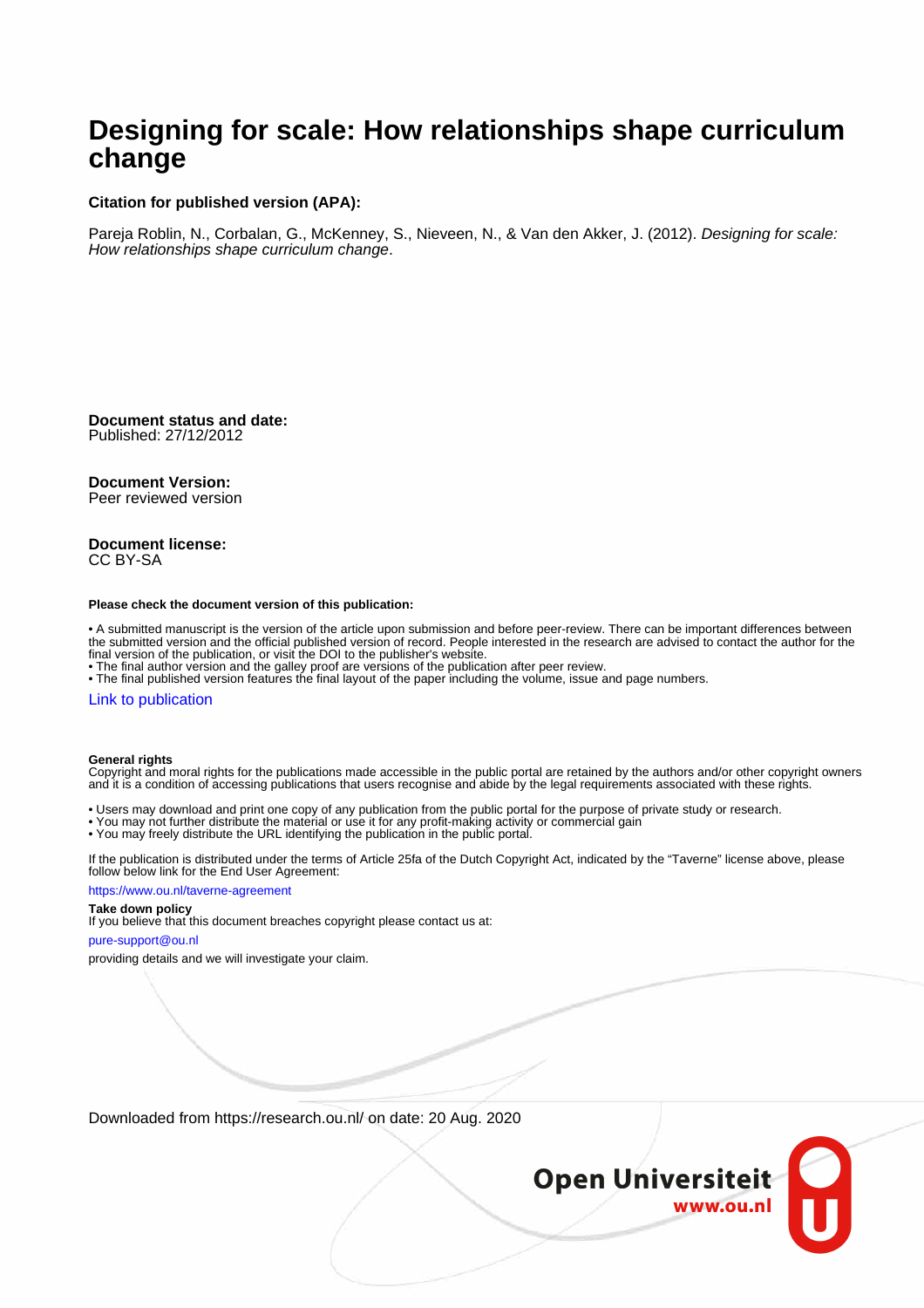# Designing for scale: How relationships shape curriculum change

**Citation for published version (APA):**

Pareja Roblin, N., Corbalan, G., McKenney, S., Nieveen, N., & Van den Akker, J. (2012). *Designing for scale: How relationships shape curriculum change*.

**Document status and date:**
Published: 27/12/2012

**Document Version:**
Peer reviewed version

**Document license:**
CC BY-SA

**Please check the document version of this publication:**

- A submitted manuscript is the version of the article upon submission and before peer-review. There can be important differences between the submitted version and the official published version of record. People interested in the research are advised to contact the author for the final version of the publication, or visit the DOI to the publisher's website.
- The final author version and the galley proof are versions of the publication after peer review.
- The final published version features the final layout of the paper including the volume, issue and page numbers.

Link to publication

**General rights**
Copyright and moral rights for the publications made accessible in the public portal are retained by the authors and/or other copyright owners and it is a condition of accessing publications that users recognise and abide by the legal requirements associated with these rights.

- Users may download and print one copy of any publication from the public portal for the purpose of private study or research.
- You may not further distribute the material or use it for any profit-making activity or commercial gain
- You may freely distribute the URL identifying the publication in the public portal.

If the publication is distributed under the terms of Article 25fa of the Dutch Copyright Act, indicated by the "Taverne" license above, please follow below link for the End User Agreement:

https://www.ou.nl/taverne-agreement

**Take down policy**
If you believe that this document breaches copyright please contact us at:

pure-support@ou.nl

providing details and we will investigate your claim.

Downloaded from https://research.ou.nl/ on date: 20 Aug. 2020

Open Universiteit
www.ou.nl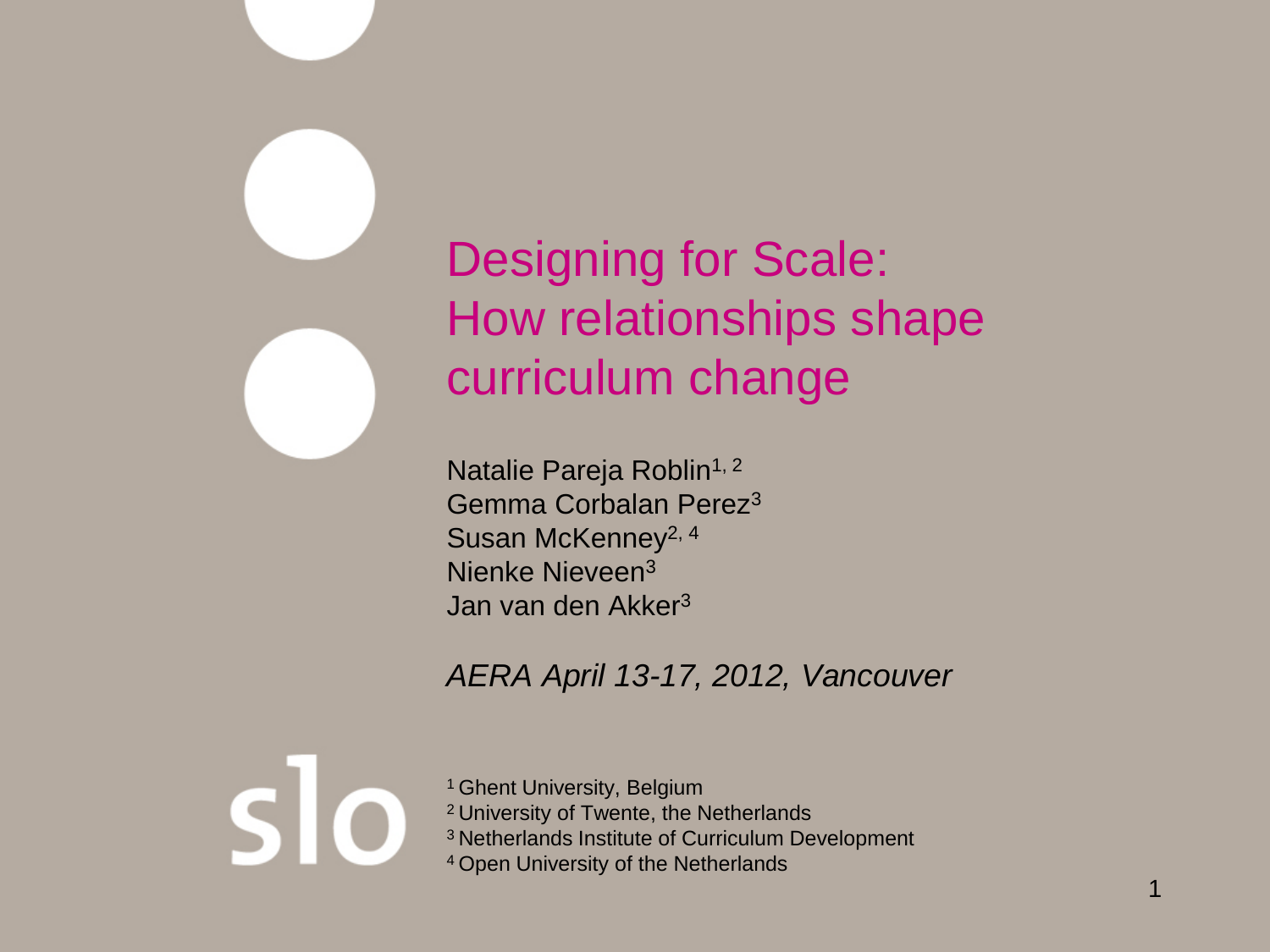# Designing for Scale: How relationships shape curriculum change

Natalie Pareja Roblin[1, 2]
Gemma Corbalan Perez[3]
Susan McKenney[2, 4]
Nienke Nieveen[3]
Jan van den Akker[3]

*AERA April 13-17, 2012, Vancouver*

slo

[1] Ghent University, Belgium
[2] University of Twente, the Netherlands
[3] Netherlands Institute of Curriculum Development
[4] Open University of the Netherlands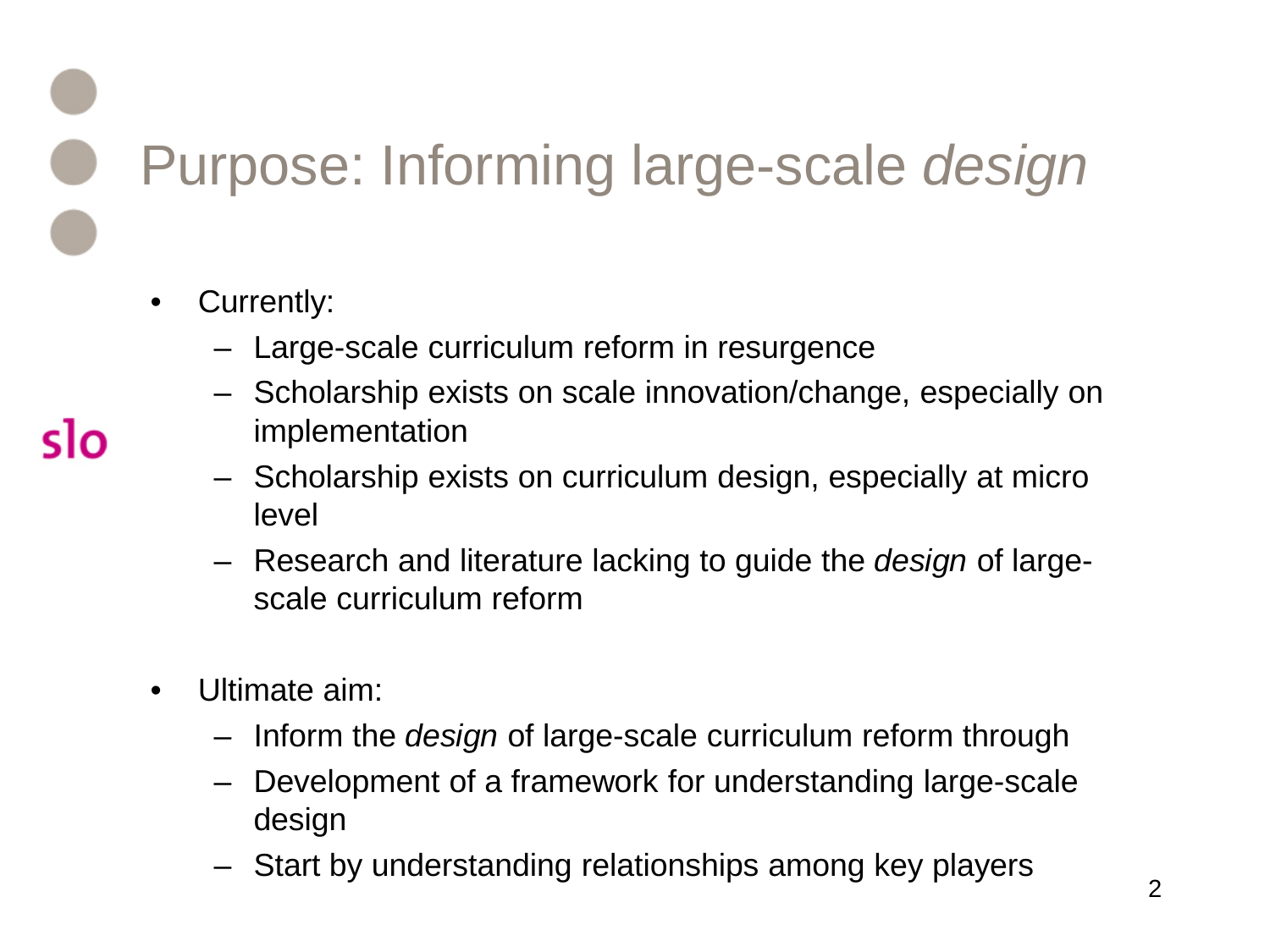# Purpose: Informing large-scale *design*

- Currently:
  - Large-scale curriculum reform in resurgence
  - Scholarship exists on scale innovation/change, especially on implementation
  - Scholarship exists on curriculum design, especially at micro level
  - Research and literature lacking to guide the *design* of large-scale curriculum reform

- Ultimate aim:
  - Inform the *design* of large-scale curriculum reform through
  - Development of a framework for understanding large-scale design
  - Start by understanding relationships among key players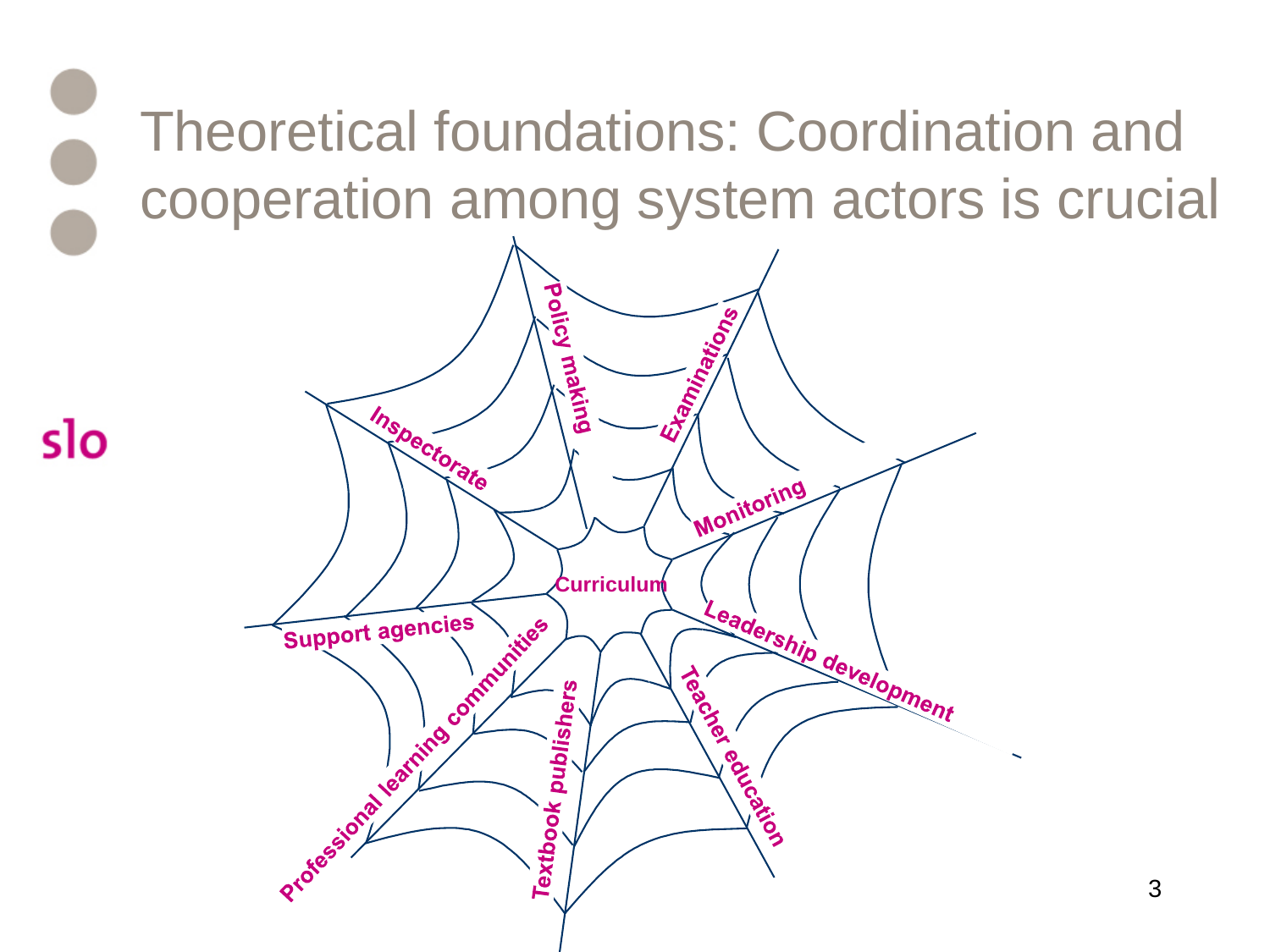# Theoretical foundations: Coordination and cooperation among system actors is crucial

Curriculum

- Policy making
- Examinations
- Monitoring
- Leadership development
- Teacher education
- Textbook publishers
- Professional learning communities
- Support agencies
- Inspectorate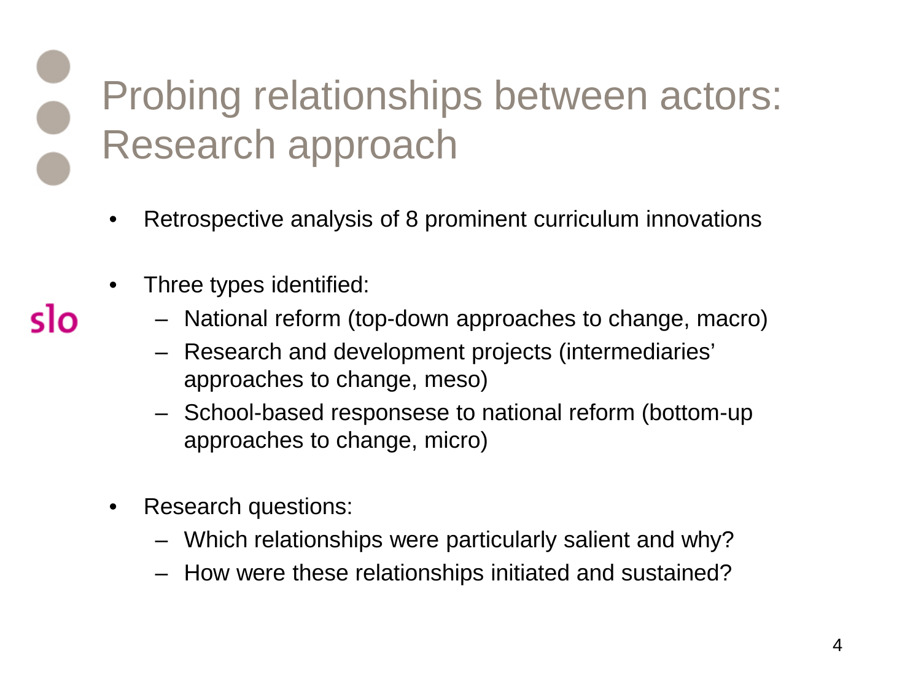# Probing relationships between actors: Research approach

- Retrospective analysis of 8 prominent curriculum innovations
- Three types identified:
  - National reform (top-down approaches to change, macro)
  - Research and development projects (intermediaries' approaches to change, meso)
  - School-based responsese to national reform (bottom-up approaches to change, micro)
- Research questions:
  - Which relationships were particularly salient and why?
  - How were these relationships initiated and sustained?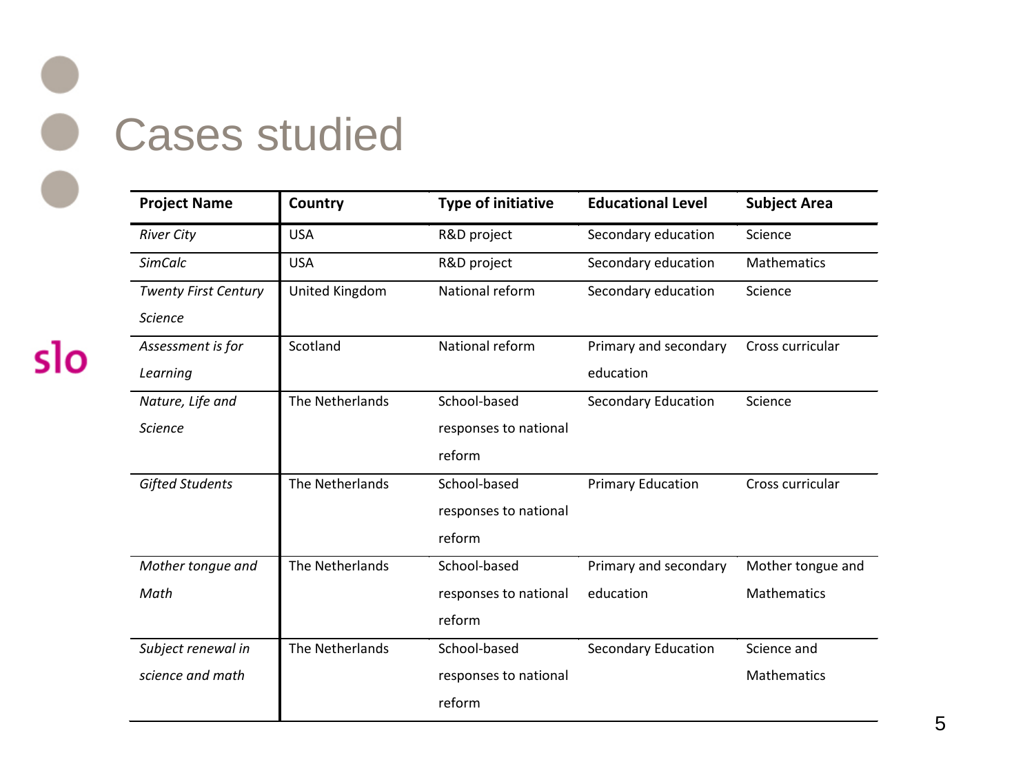# Cases studied

| Project Name | Country | Type of initiative | Educational Level | Subject Area |
|---|---|---|---|---|
| *River City* | USA | R&D project | Secondary education | Science |
| *SimCalc* | USA | R&D project | Secondary education | Mathematics |
| *Twenty First Century Science* | United Kingdom | National reform | Secondary education | Science |
| *Assessment is for Learning* | Scotland | National reform | Primary and secondary education | Cross curricular |
| *Nature, Life and Science* | The Netherlands | School-based responses to national reform | Secondary Education | Science |
| *Gifted Students* | The Netherlands | School-based responses to national reform | Primary Education | Cross curricular |
| *Mother tongue and Math* | The Netherlands | School-based responses to national reform | Primary and secondary education | Mother tongue and Mathematics |
| *Subject renewal in science and math* | The Netherlands | School-based responses to national reform | Secondary Education | Science and Mathematics |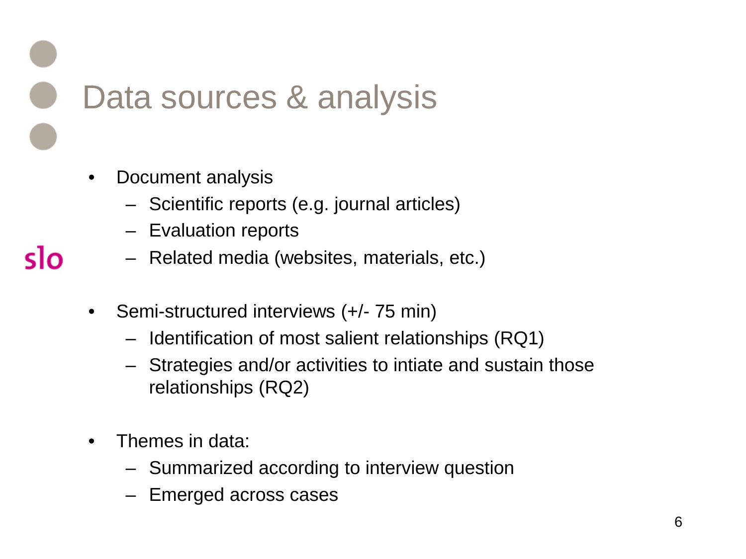# Data sources & analysis

- Document analysis
  - Scientific reports (e.g. journal articles)
  - Evaluation reports
  - Related media (websites, materials, etc.)

- Semi-structured interviews (+/- 75 min)
  - Identification of most salient relationships (RQ1)
  - Strategies and/or activities to intiate and sustain those relationships (RQ2)

- Themes in data:
  - Summarized according to interview question
  - Emerged across cases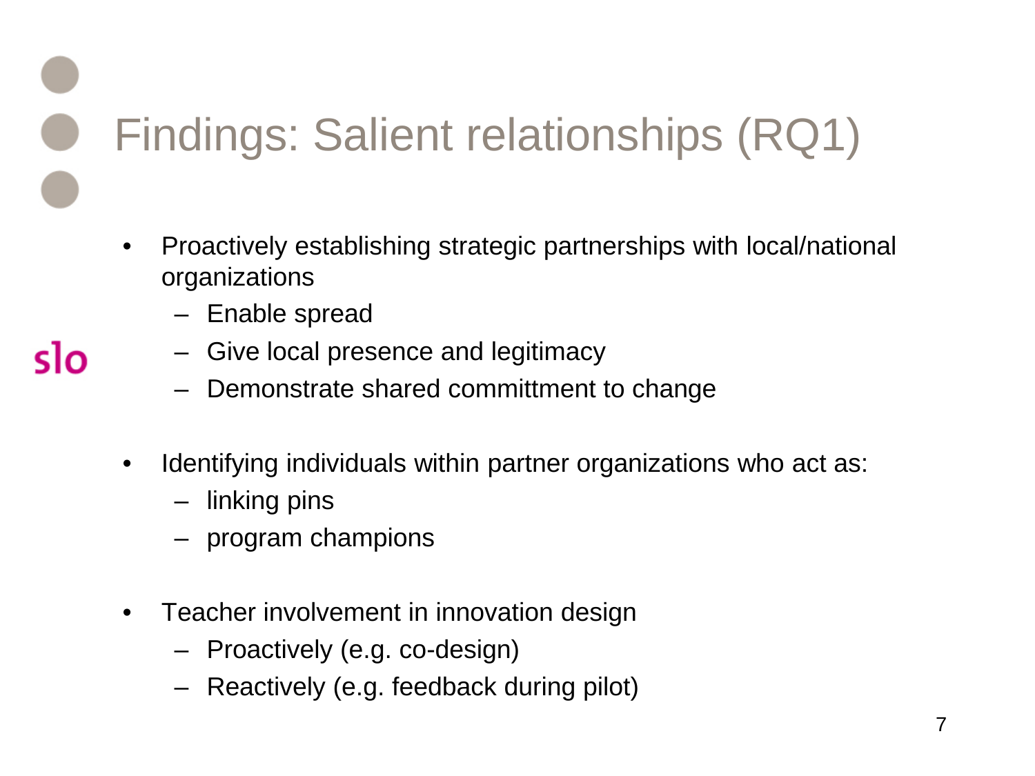# Findings: Salient relationships (RQ1)

- Proactively establishing strategic partnerships with local/national organizations
  - Enable spread
  - Give local presence and legitimacy
  - Demonstrate shared committment to change

- Identifying individuals within partner organizations who act as:
  - linking pins
  - program champions

- Teacher involvement in innovation design
  - Proactively (e.g. co-design)
  - Reactively (e.g. feedback during pilot)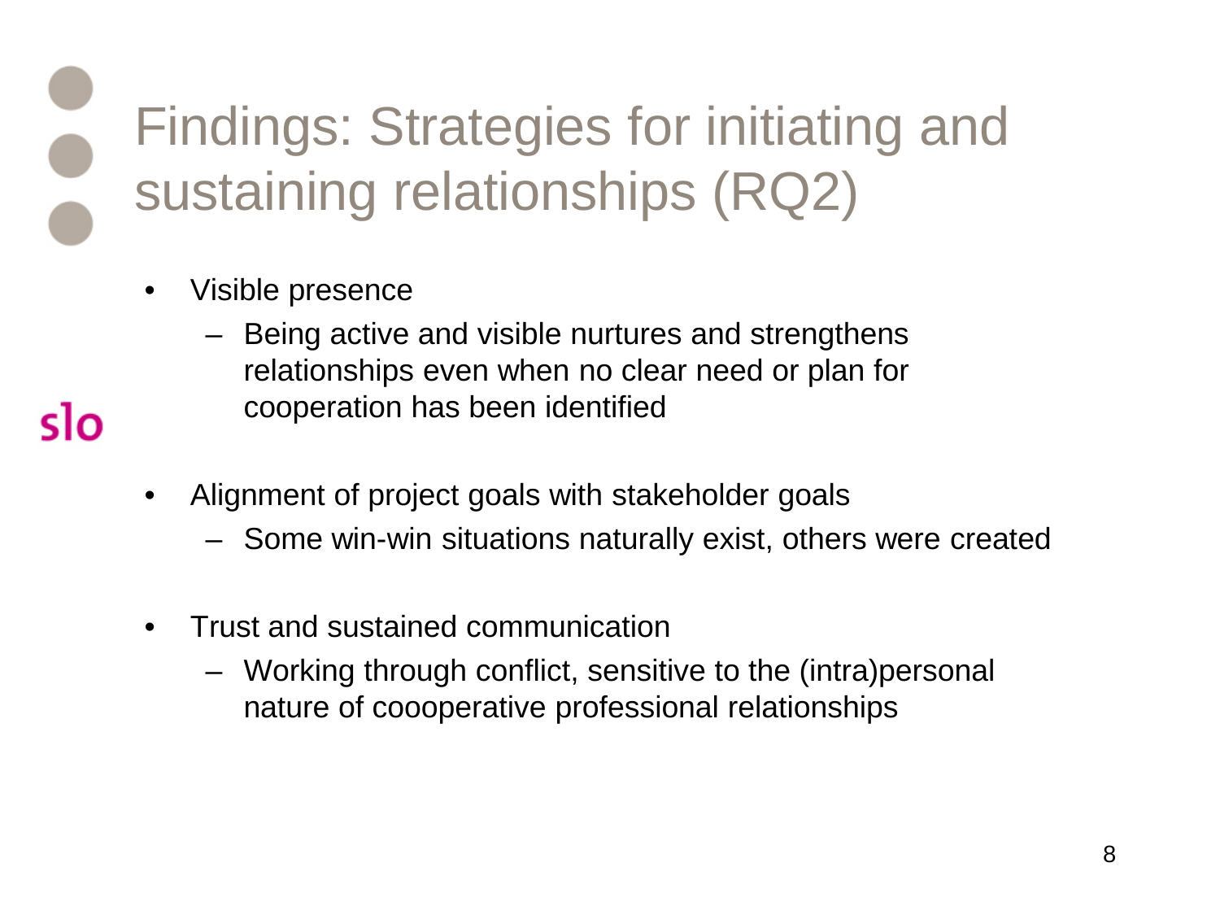# Findings: Strategies for initiating and sustaining relationships (RQ2)

- Visible presence
  - Being active and visible nurtures and strengthens relationships even when no clear need or plan for cooperation has been identified
- Alignment of project goals with stakeholder goals
  - Some win-win situations naturally exist, others were created
- Trust and sustained communication
  - Working through conflict, sensitive to the (intra)personal nature of coooperative professional relationships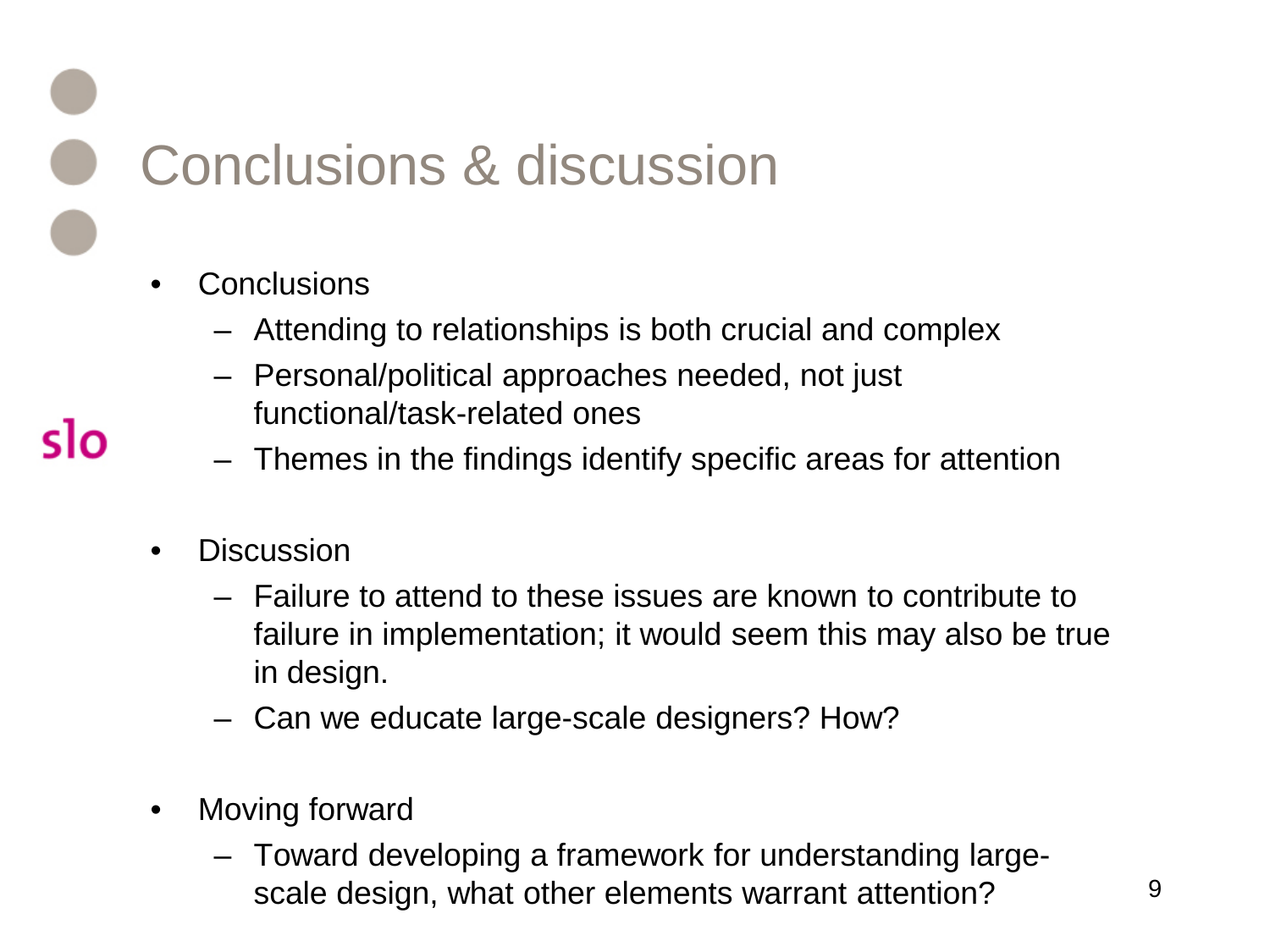# Conclusions & discussion

- Conclusions
  - Attending to relationships is both crucial and complex
  - Personal/political approaches needed, not just functional/task-related ones
  - Themes in the findings identify specific areas for attention

- Discussion
  - Failure to attend to these issues are known to contribute to failure in implementation; it would seem this may also be true in design.
  - Can we educate large-scale designers? How?

- Moving forward
  - Toward developing a framework for understanding large-scale design, what other elements warrant attention?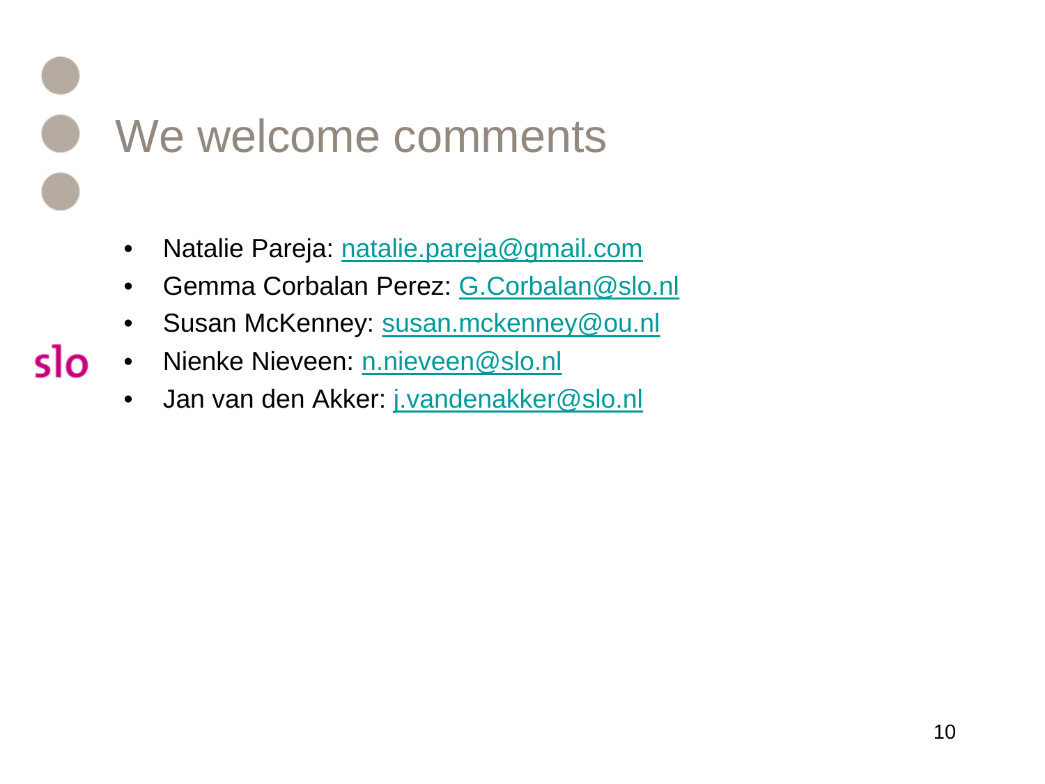# We welcome comments

- Natalie Pareja: natalie.pareja@gmail.com
- Gemma Corbalan Perez: G.Corbalan@slo.nl
- Susan McKenney: susan.mckenney@ou.nl
- Nienke Nieveen: n.nieveen@slo.nl
- Jan van den Akker: j.vandenakker@slo.nl